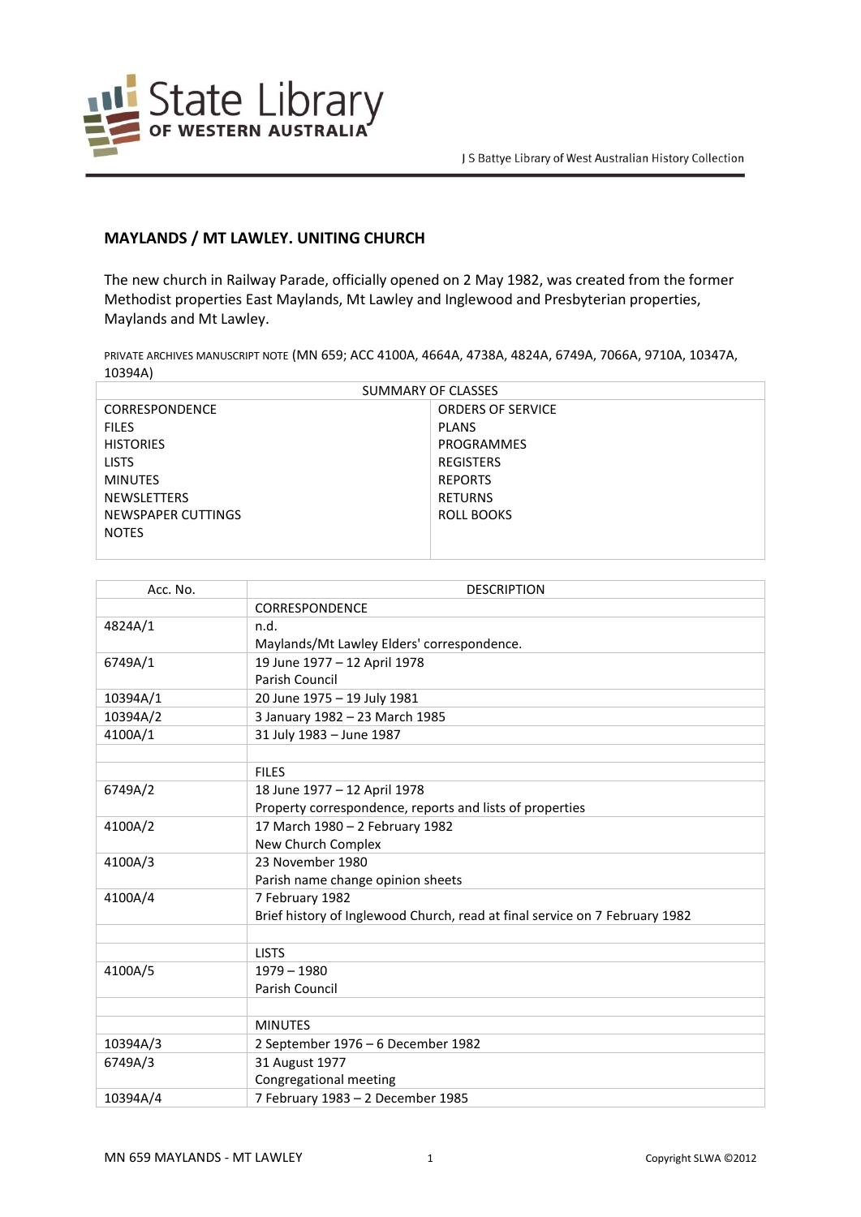J S Battye Library of West Australian History Collection

## MAYLANDS / MT LAWLEY. UNITING CHURCH

The new church in Railway Parade, officially opened on 2 May 1982, was created from the former Methodist properties East Maylands, Mt Lawley and Inglewood and Presbyterian properties, Maylands and Mt Lawley.

PRIVATE ARCHIVES MANUSCRIPT NOTE (MN 659; ACC 4100A, 4664A, 4738A, 4824A, 6749A, 7066A, 9710A, 10347A, 10394A)

| SUMMARY OF CLASSES | |
|---|---|
| CORRESPONDENCE | ORDERS OF SERVICE |
| FILES | PLANS |
| HISTORIES | PROGRAMMES |
| LISTS | REGISTERS |
| MINUTES | REPORTS |
| NEWSLETTERS | RETURNS |
| NEWSPAPER CUTTINGS | ROLL BOOKS |
| NOTES | |

| Acc. No. | DESCRIPTION |
|---|---|
| | CORRESPONDENCE |
| 4824A/1 | n.d.<br>Maylands/Mt Lawley Elders' correspondence. |
| 6749A/1 | 19 June 1977 – 12 April 1978<br>Parish Council |
| 10394A/1 | 20 June 1975 – 19 July 1981 |
| 10394A/2 | 3 January 1982 – 23 March 1985 |
| 4100A/1 | 31 July 1983 – June 1987 |
| | |
| | FILES |
| 6749A/2 | 18 June 1977 – 12 April 1978<br>Property correspondence, reports and lists of properties |
| 4100A/2 | 17 March 1980 – 2 February 1982<br>New Church Complex |
| 4100A/3 | 23 November 1980<br>Parish name change opinion sheets |
| 4100A/4 | 7 February 1982<br>Brief history of Inglewood Church, read at final service on 7 February 1982 |
| | |
| | LISTS |
| 4100A/5 | 1979 – 1980<br>Parish Council |
| | |
| | MINUTES |
| 10394A/3 | 2 September 1976 – 6 December 1982 |
| 6749A/3 | 31 August 1977<br>Congregational meeting |
| 10394A/4 | 7 February 1983 – 2 December 1985 |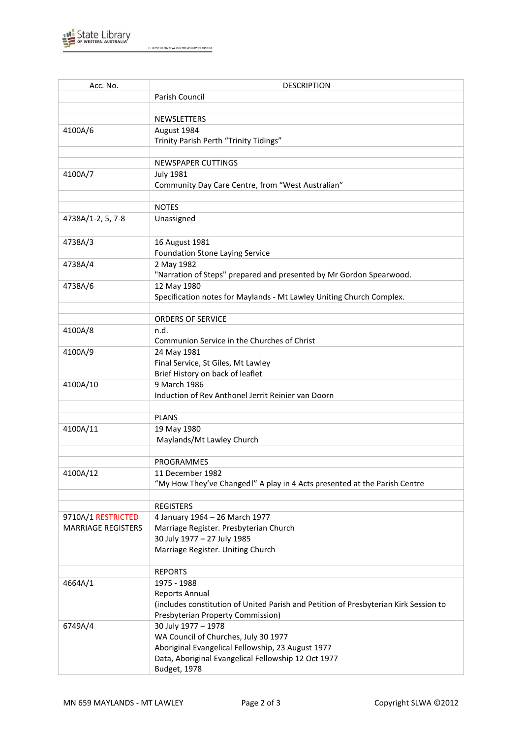| Acc. No. | DESCRIPTION |
|---|---|
| | Parish Council |
| | |
| | NEWSLETTERS |
| 4100A/6 | August 1984<br>Trinity Parish Perth "Trinity Tidings" |
| | |
| | NEWSPAPER CUTTINGS |
| 4100A/7 | July 1981<br>Community Day Care Centre, from "West Australian" |
| | |
| | NOTES |
| 4738A/1-2, 5, 7-8 | Unassigned |
| 4738A/3 | 16 August 1981<br>Foundation Stone Laying Service |
| 4738A/4 | 2 May 1982<br>"Narration of Steps" prepared and presented by Mr Gordon Spearwood. |
| 4738A/6 | 12 May 1980<br>Specification notes for Maylands - Mt Lawley Uniting Church Complex. |
| | |
| | ORDERS OF SERVICE |
| 4100A/8 | n.d.<br>Communion Service in the Churches of Christ |
| 4100A/9 | 24 May 1981<br>Final Service, St Giles, Mt Lawley<br>Brief History on back of leaflet |
| 4100A/10 | 9 March 1986<br>Induction of Rev Anthonel Jerrit Reinier van Doorn |
| | |
| | PLANS |
| 4100A/11 | 19 May 1980<br>Maylands/Mt Lawley Church |
| | |
| | PROGRAMMES |
| 4100A/12 | 11 December 1982<br>"My How They've Changed!" A play in 4 Acts presented at the Parish Centre |
| | |
| | REGISTERS |
| 9710A/1 RESTRICTED<br>MARRIAGE REGISTERS | 4 January 1964 – 26 March 1977<br>Marriage Register. Presbyterian Church<br>30 July 1977 – 27 July 1985<br>Marriage Register. Uniting Church |
| | |
| | REPORTS |
| 4664A/1 | 1975 - 1988<br>Reports Annual<br>(includes constitution of United Parish and Petition of Presbyterian Kirk Session to Presbyterian Property Commission) |
| 6749A/4 | 30 July 1977 – 1978<br>WA Council of Churches, July 30 1977<br>Aboriginal Evangelical Fellowship, 23 August 1977<br>Data, Aboriginal Evangelical Fellowship 12 Oct 1977<br>Budget, 1978 |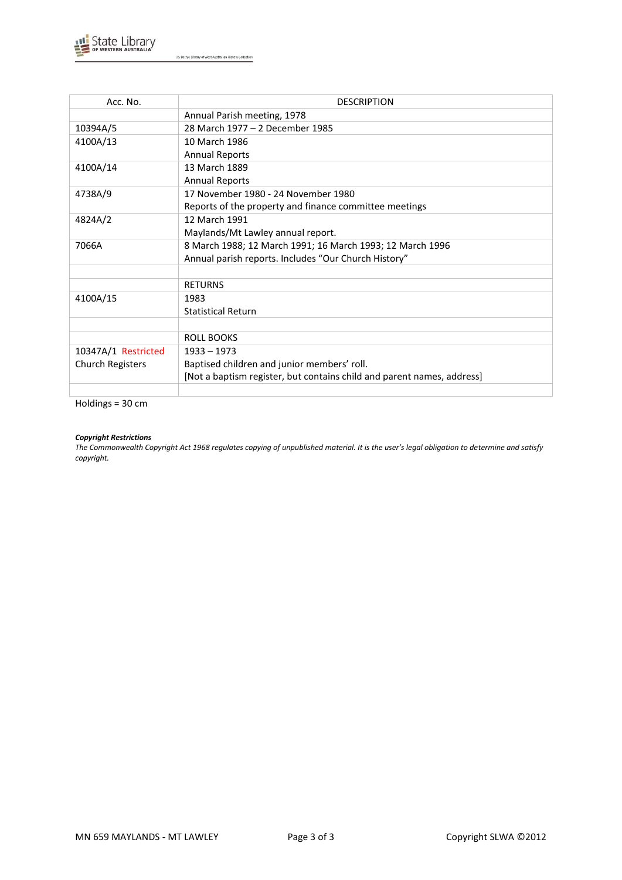| Acc. No. | DESCRIPTION |
| --- | --- |
| | Annual Parish meeting, 1978 |
| 10394A/5 | 28 March 1977 – 2 December 1985 |
| 4100A/13 | 10 March 1986<br>Annual Reports |
| 4100A/14 | 13 March 1889<br>Annual Reports |
| 4738A/9 | 17 November 1980 - 24 November 1980<br>Reports of the property and finance committee meetings |
| 4824A/2 | 12 March 1991<br>Maylands/Mt Lawley annual report. |
| 7066A | 8 March 1988; 12 March 1991; 16 March 1993; 12 March 1996<br>Annual parish reports. Includes “Our Church History” |
| | |
| | RETURNS |
| 4100A/15 | 1983<br>Statistical Return |
| | |
| | ROLL BOOKS |
| 10347A/1 Restricted<br>Church Registers | 1933 – 1973<br>Baptised children and junior members' roll.<br>[Not a baptism register, but contains child and parent names, address] |
| | |

Holdings = 30 cm

***Copyright Restrictions***

*The Commonwealth Copyright Act 1968 regulates copying of unpublished material. It is the user's legal obligation to determine and satisfy copyright.*